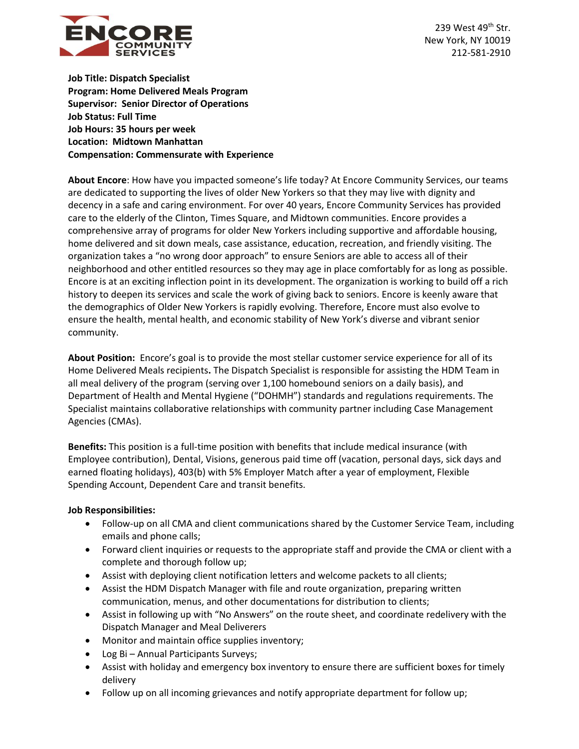ENCORE COMMUNITY SERVICES

239 West 49th Str.
New York, NY 10019
212-581-2910

**Job Title: Dispatch Specialist**
**Program: Home Delivered Meals Program**
**Supervisor: Senior Director of Operations**
**Job Status: Full Time**
**Job Hours: 35 hours per week**
**Location: Midtown Manhattan**
**Compensation: Commensurate with Experience**

**About Encore**: How have you impacted someone's life today? At Encore Community Services, our teams are dedicated to supporting the lives of older New Yorkers so that they may live with dignity and decency in a safe and caring environment. For over 40 years, Encore Community Services has provided care to the elderly of the Clinton, Times Square, and Midtown communities. Encore provides a comprehensive array of programs for older New Yorkers including supportive and affordable housing, home delivered and sit down meals, case assistance, education, recreation, and friendly visiting. The organization takes a "no wrong door approach" to ensure Seniors are able to access all of their neighborhood and other entitled resources so they may age in place comfortably for as long as possible. Encore is at an exciting inflection point in its development. The organization is working to build off a rich history to deepen its services and scale the work of giving back to seniors. Encore is keenly aware that the demographics of Older New Yorkers is rapidly evolving. Therefore, Encore must also evolve to ensure the health, mental health, and economic stability of New York's diverse and vibrant senior community.

**About Position:** Encore's goal is to provide the most stellar customer service experience for all of its Home Delivered Meals recipients**.** The Dispatch Specialist is responsible for assisting the HDM Team in all meal delivery of the program (serving over 1,100 homebound seniors on a daily basis), and Department of Health and Mental Hygiene ("DOHMH") standards and regulations requirements. The Specialist maintains collaborative relationships with community partner including Case Management Agencies (CMAs).

**Benefits:** This position is a full-time position with benefits that include medical insurance (with Employee contribution), Dental, Visions, generous paid time off (vacation, personal days, sick days and earned floating holidays), 403(b) with 5% Employer Match after a year of employment, Flexible Spending Account, Dependent Care and transit benefits.

**Job Responsibilities:**

- Follow-up on all CMA and client communications shared by the Customer Service Team, including emails and phone calls;
- Forward client inquiries or requests to the appropriate staff and provide the CMA or client with a complete and thorough follow up;
- Assist with deploying client notification letters and welcome packets to all clients;
- Assist the HDM Dispatch Manager with file and route organization, preparing written communication, menus, and other documentations for distribution to clients;
- Assist in following up with "No Answers" on the route sheet, and coordinate redelivery with the Dispatch Manager and Meal Deliverers
- Monitor and maintain office supplies inventory;
- Log Bi – Annual Participants Surveys;
- Assist with holiday and emergency box inventory to ensure there are sufficient boxes for timely delivery
- Follow up on all incoming grievances and notify appropriate department for follow up;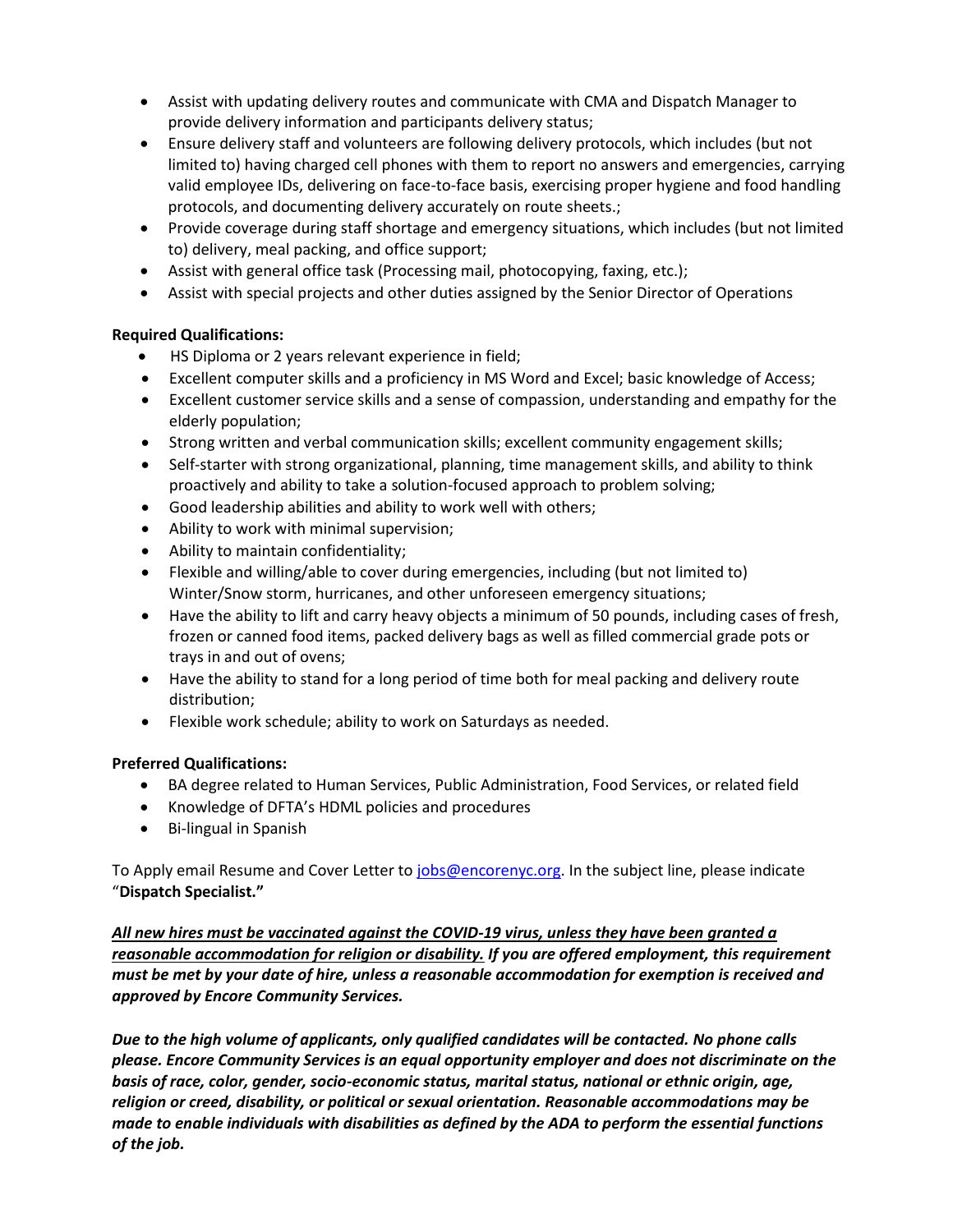- Assist with updating delivery routes and communicate with CMA and Dispatch Manager to provide delivery information and participants delivery status;
- Ensure delivery staff and volunteers are following delivery protocols, which includes (but not limited to) having charged cell phones with them to report no answers and emergencies, carrying valid employee IDs, delivering on face-to-face basis, exercising proper hygiene and food handling protocols, and documenting delivery accurately on route sheets.;
- Provide coverage during staff shortage and emergency situations, which includes (but not limited to) delivery, meal packing, and office support;
- Assist with general office task (Processing mail, photocopying, faxing, etc.);
- Assist with special projects and other duties assigned by the Senior Director of Operations

**Required Qualifications:**

- HS Diploma or 2 years relevant experience in field;
- Excellent computer skills and a proficiency in MS Word and Excel; basic knowledge of Access;
- Excellent customer service skills and a sense of compassion, understanding and empathy for the elderly population;
- Strong written and verbal communication skills; excellent community engagement skills;
- Self-starter with strong organizational, planning, time management skills, and ability to think proactively and ability to take a solution-focused approach to problem solving;
- Good leadership abilities and ability to work well with others;
- Ability to work with minimal supervision;
- Ability to maintain confidentiality;
- Flexible and willing/able to cover during emergencies, including (but not limited to) Winter/Snow storm, hurricanes, and other unforeseen emergency situations;
- Have the ability to lift and carry heavy objects a minimum of 50 pounds, including cases of fresh, frozen or canned food items, packed delivery bags as well as filled commercial grade pots or trays in and out of ovens;
- Have the ability to stand for a long period of time both for meal packing and delivery route distribution;
- Flexible work schedule; ability to work on Saturdays as needed.

**Preferred Qualifications:**

- BA degree related to Human Services, Public Administration, Food Services, or related field
- Knowledge of DFTA's HDML policies and procedures
- Bi-lingual in Spanish

To Apply email Resume and Cover Letter to jobs@encorenyc.org. In the subject line, please indicate "**Dispatch Specialist."**

***All new hires must be vaccinated against the COVID-19 virus, unless they have been granted a reasonable accommodation for religion or disability. If you are offered employment, this requirement must be met by your date of hire, unless a reasonable accommodation for exemption is received and approved by Encore Community Services.***

***Due to the high volume of applicants, only qualified candidates will be contacted. No phone calls please. Encore Community Services is an equal opportunity employer and does not discriminate on the basis of race, color, gender, socio-economic status, marital status, national or ethnic origin, age, religion or creed, disability, or political or sexual orientation. Reasonable accommodations may be made to enable individuals with disabilities as defined by the ADA to perform the essential functions of the job.***